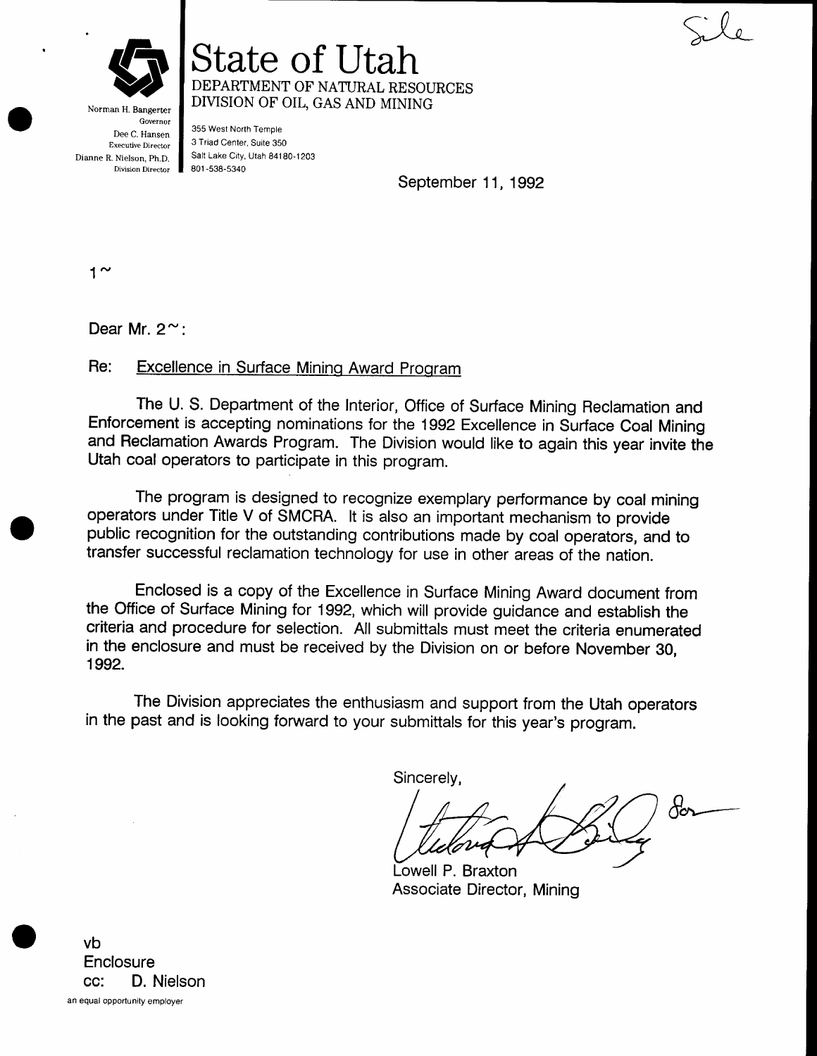File

# State of Utah

DEPARTMENT OF NATURAL RESOURCES
DIVISION OF OIL, GAS AND MINING

Norman H. Bangerter
Governor
Dee C. Hansen
Executive Director
Dianne R. Nielson, Ph.D.
Division Director

355 West North Temple
3 Triad Center, Suite 350
Salt Lake City, Utah 84180-1203
801-538-5340

September 11, 1992

1~

Dear Mr. 2~:

Re: Excellence in Surface Mining Award Program

The U. S. Department of the Interior, Office of Surface Mining Reclamation and Enforcement is accepting nominations for the 1992 Excellence in Surface Coal Mining and Reclamation Awards Program. The Division would like to again this year invite the Utah coal operators to participate in this program.

The program is designed to recognize exemplary performance by coal mining operators under Title V of SMCRA. It is also an important mechanism to provide public recognition for the outstanding contributions made by coal operators, and to transfer successful reclamation technology for use in other areas of the nation.

Enclosed is a copy of the Excellence in Surface Mining Award document from the Office of Surface Mining for 1992, which will provide guidance and establish the criteria and procedure for selection. All submittals must meet the criteria enumerated in the enclosure and must be received by the Division on or before November 30, 1992.

The Division appreciates the enthusiasm and support from the Utah operators in the past and is looking forward to your submittals for this year's program.

Sincerely,

Lowell P. Braxton
Associate Director, Mining

vb
Enclosure
cc: D. Nielson

an equal opportunity employer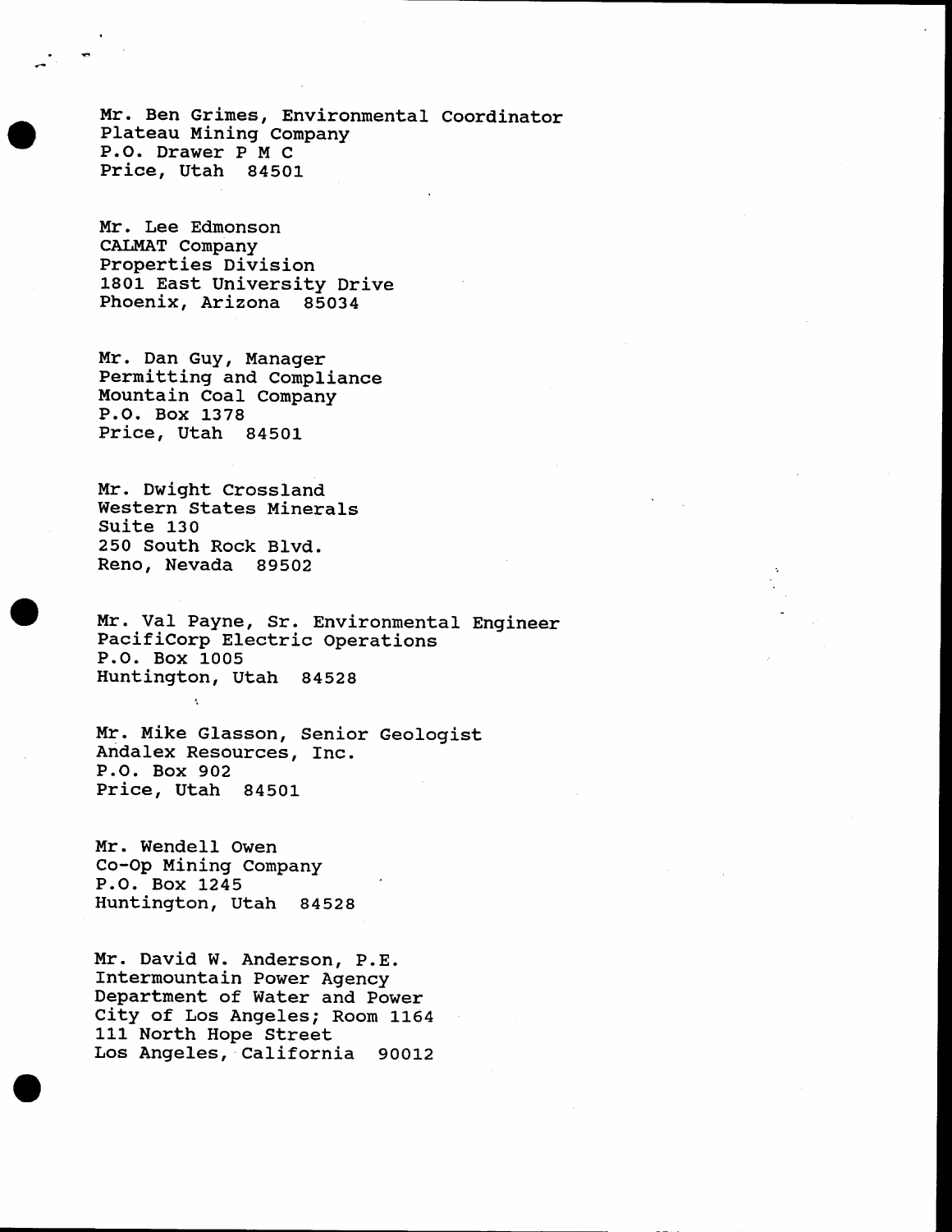Mr. Ben Grimes, Environmental Coordinator
Plateau Mining Company
P.O. Drawer P M C
Price, Utah 84501

Mr. Lee Edmonson
CALMAT Company
Properties Division
1801 East University Drive
Phoenix, Arizona 85034

Mr. Dan Guy, Manager
Permitting and Compliance
Mountain Coal Company
P.O. Box 1378
Price, Utah 84501

Mr. Dwight Crossland
Western States Minerals
Suite 130
250 South Rock Blvd.
Reno, Nevada 89502

Mr. Val Payne, Sr. Environmental Engineer
PacifiCorp Electric Operations
P.O. Box 1005
Huntington, Utah 84528

Mr. Mike Glasson, Senior Geologist
Andalex Resources, Inc.
P.O. Box 902
Price, Utah 84501

Mr. Wendell Owen
Co-Op Mining Company
P.O. Box 1245
Huntington, Utah 84528

Mr. David W. Anderson, P.E.
Intermountain Power Agency
Department of Water and Power
City of Los Angeles; Room 1164
111 North Hope Street
Los Angeles, California 90012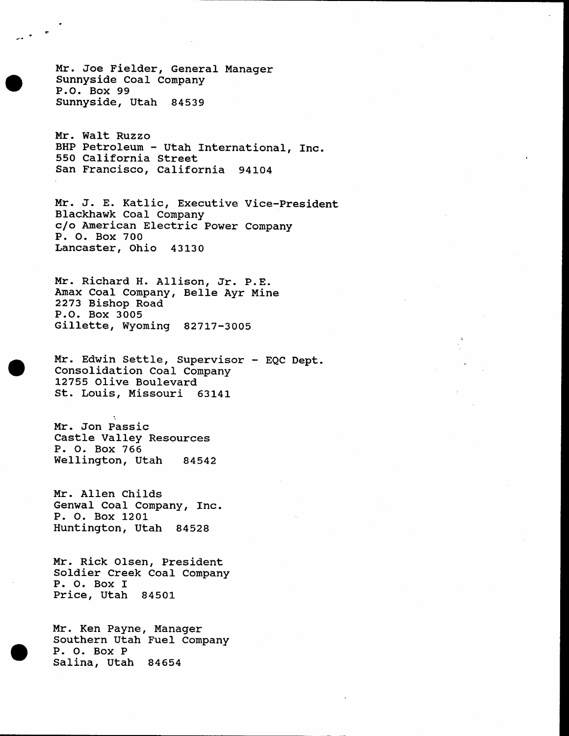Mr. Joe Fielder, General Manager
Sunnyside Coal Company
P.O. Box 99
Sunnyside, Utah  84539

Mr. Walt Ruzzo
BHP Petroleum - Utah International, Inc.
550 California Street
San Francisco, California  94104

Mr. J. E. Katlic, Executive Vice-President
Blackhawk Coal Company
c/o American Electric Power Company
P. O. Box 700
Lancaster, Ohio  43130

Mr. Richard H. Allison, Jr. P.E.
Amax Coal Company, Belle Ayr Mine
2273 Bishop Road
P.O. Box 3005
Gillette, Wyoming  82717-3005

Mr. Edwin Settle, Supervisor - EQC Dept.
Consolidation Coal Company
12755 Olive Boulevard
St. Louis, Missouri  63141

Mr. Jon Passic
Castle Valley Resources
P. O. Box 766
Wellington, Utah  84542

Mr. Allen Childs
Genwal Coal Company, Inc.
P. O. Box 1201
Huntington, Utah  84528

Mr. Rick Olsen, President
Soldier Creek Coal Company
P. O. Box I
Price, Utah  84501

Mr. Ken Payne, Manager
Southern Utah Fuel Company
P. O. Box P
Salina, Utah  84654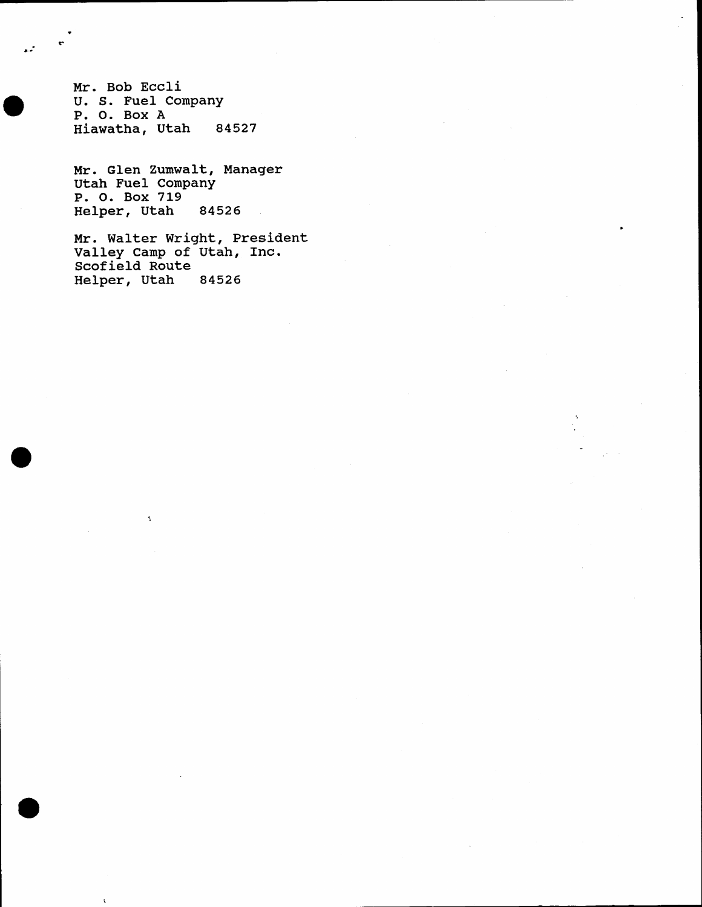Mr. Bob Eccli
U. S. Fuel Company
P. O. Box A
Hiawatha, Utah 84527

Mr. Glen Zumwalt, Manager
Utah Fuel Company
P. O. Box 719
Helper, Utah 84526

Mr. Walter Wright, President
Valley Camp of Utah, Inc.
Scofield Route
Helper, Utah 84526